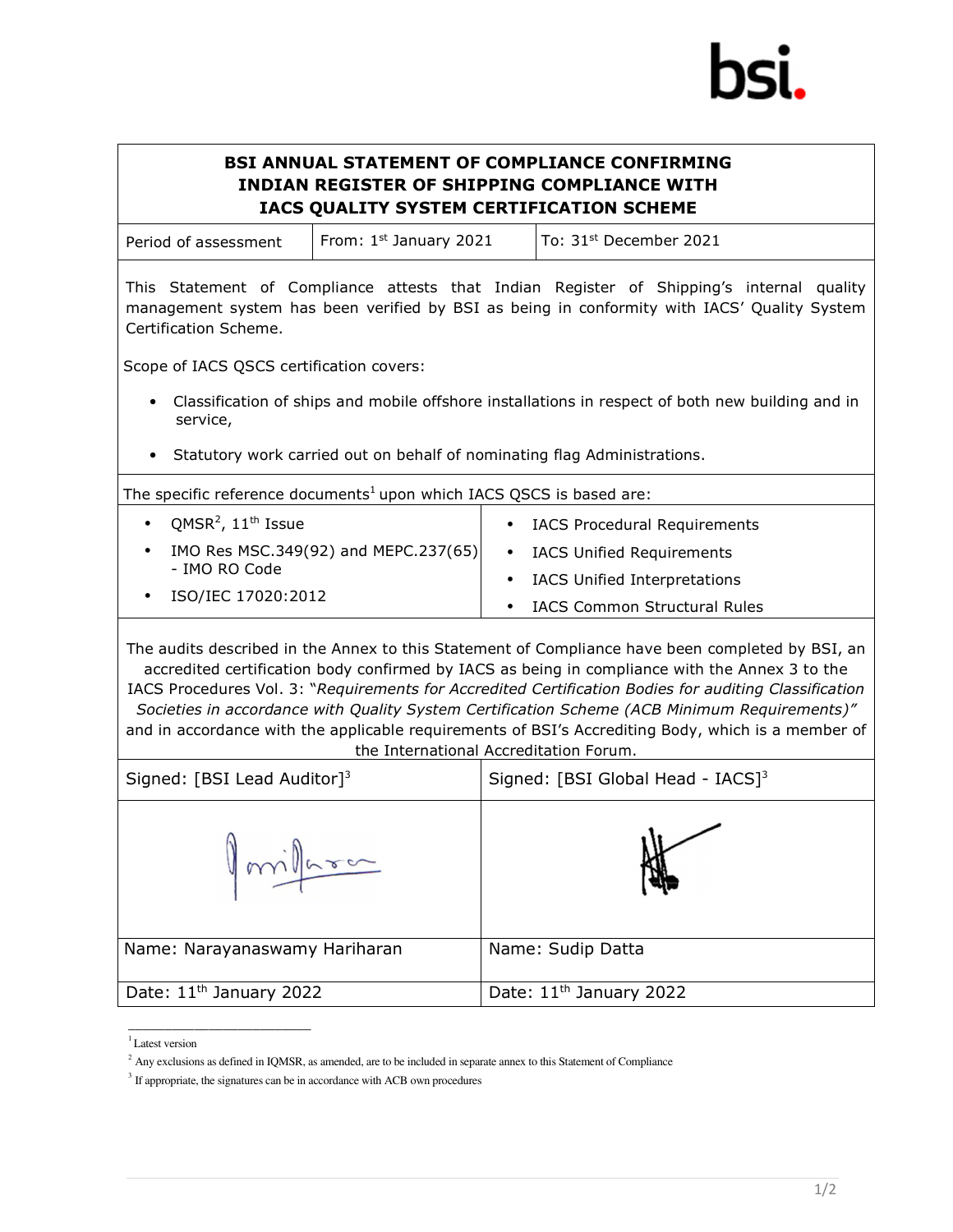bsi.

# BSI ANNUAL STATEMENT OF COMPLIANCE CONFIRMING INDIAN REGISTER OF SHIPPING COMPLIANCE WITH IACS QUALITY SYSTEM CERTIFICATION SCHEME

| Period of assessment | From: 1st January 2021 | To: 31st December 2021 |
|---|---|---|

This Statement of Compliance attests that Indian Register of Shipping's internal quality management system has been verified by BSI as being in conformity with IACS' Quality System Certification Scheme.

Scope of IACS QSCS certification covers:

- Classification of ships and mobile offshore installations in respect of both new building and in service,
- Statutory work carried out on behalf of nominating flag Administrations.

The specific reference documents[1] upon which IACS QSCS is based are:

- QMSR[2], 11th Issue
- IMO Res MSC.349(92) and MEPC.237(65) - IMO RO Code
- ISO/IEC 17020:2012
- IACS Procedural Requirements
- IACS Unified Requirements
- IACS Unified Interpretations
- IACS Common Structural Rules

The audits described in the Annex to this Statement of Compliance have been completed by BSI, an accredited certification body confirmed by IACS as being in compliance with the Annex 3 to the IACS Procedures Vol. 3: "*Requirements for Accredited Certification Bodies for auditing Classification Societies in accordance with Quality System Certification Scheme (ACB Minimum Requirements)"* and in accordance with the applicable requirements of BSI's Accrediting Body, which is a member of the International Accreditation Forum.

| Signed: [BSI Lead Auditor][3] | Signed: [BSI Global Head - IACS][3] |
|---|---|
| [signature] | [signature] |
| Name: Narayanaswamy Hariharan | Name: Sudip Datta |
| Date: 11th January 2022 | Date: 11th January 2022 |

[1] Latest version

[2] Any exclusions as defined in IQMSR, as amended, are to be included in separate annex to this Statement of Compliance

[3] If appropriate, the signatures can be in accordance with ACB own procedures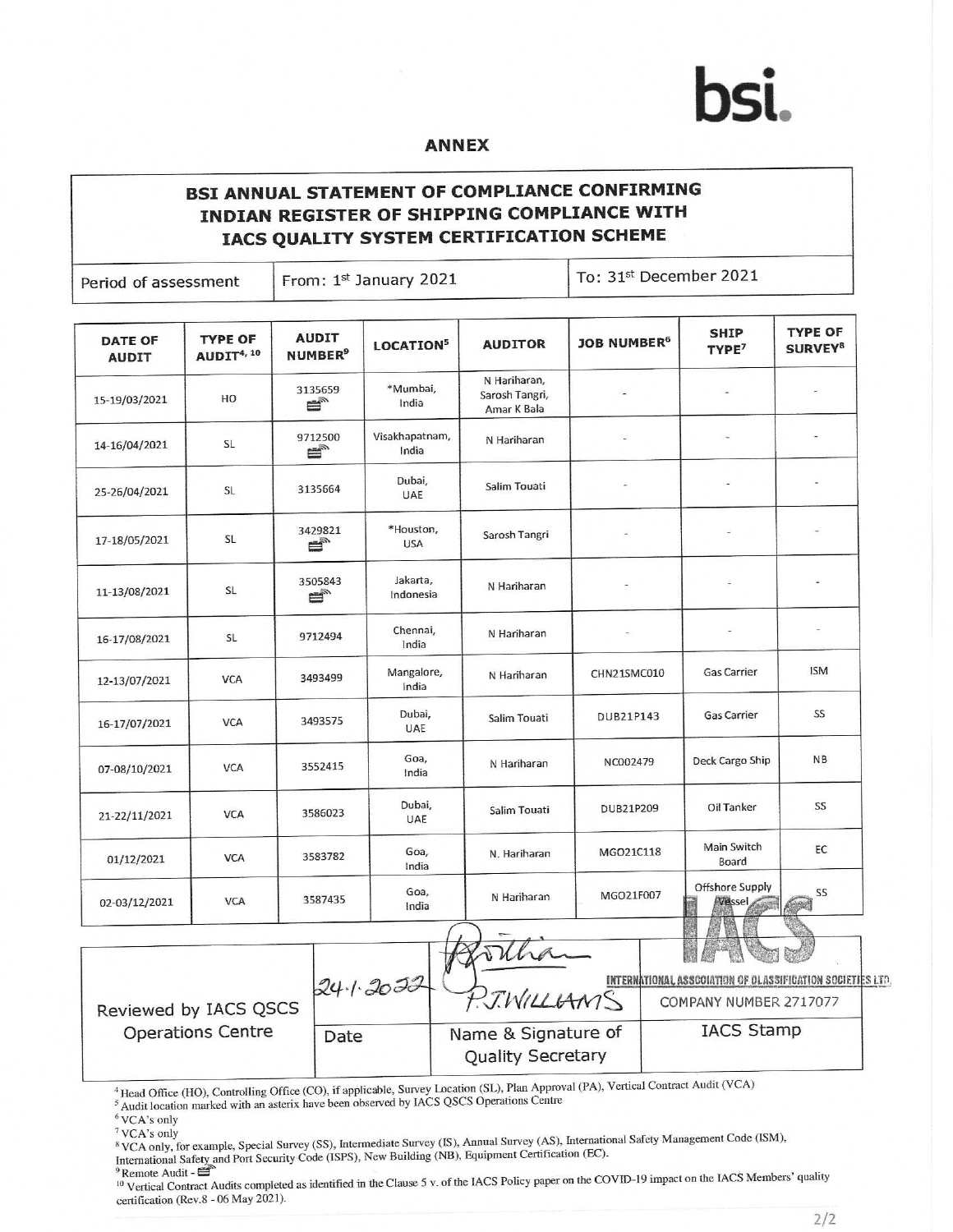bsi.

## ANNEX

### BSI ANNUAL STATEMENT OF COMPLIANCE CONFIRMING INDIAN REGISTER OF SHIPPING COMPLIANCE WITH IACS QUALITY SYSTEM CERTIFICATION SCHEME

| Period of assessment | From: 1st January 2021 | To: 31st December 2021 |
|---|---|---|

| DATE OF AUDIT | TYPE OF AUDIT[4, 10] | AUDIT NUMBER[9] | LOCATION[5] | AUDITOR | JOB NUMBER[6] | SHIP TYPE[7] | TYPE OF SURVEY[8] |
|---|---|---|---|---|---|---|---|
| 15-19/03/2021 | HO | 3135659 (Remote) | *Mumbai, India | N Hariharan, Sarosh Tangri, Amar K Bala | - | - | - |
| 14-16/04/2021 | SL | 9712500 (Remote) | Visakhapatnam, India | N Hariharan | - | - | - |
| 25-26/04/2021 | SL | 3135664 | Dubai, UAE | Salim Touati | - | - | - |
| 17-18/05/2021 | SL | 3429821 (Remote) | *Houston, USA | Sarosh Tangri | - | - | - |
| 11-13/08/2021 | SL | 3505843 (Remote) | Jakarta, Indonesia | N Hariharan | - | - | - |
| 16-17/08/2021 | SL | 9712494 | Chennai, India | N Hariharan | - | - | - |
| 12-13/07/2021 | VCA | 3493499 | Mangalore, India | N Hariharan | CHN21SMC010 | Gas Carrier | ISM |
| 16-17/07/2021 | VCA | 3493575 | Dubai, UAE | Salim Touati | DUB21P143 | Gas Carrier | SS |
| 07-08/10/2021 | VCA | 3552415 | Goa, India | N Hariharan | NC002479 | Deck Cargo Ship | NB |
| 21-22/11/2021 | VCA | 3586023 | Dubai, UAE | Salim Touati | DUB21P209 | Oil Tanker | SS |
| 01/12/2021 | VCA | 3583782 | Goa, India | N. Hariharan | MGO21C118 | Main Switch Board | EC |
| 02-03/12/2021 | VCA | 3587435 | Goa, India | N Hariharan | MGO21F007 | Offshore Supply Vessel | SS |

| Reviewed by IACS QSCS Operations Centre | 24.1.2022 | P.J.WILLIAMS (signature) | INTERNATIONAL ASSOCIATION OF CLASSIFICATION SOCIETIES LTD. COMPANY NUMBER 2717077 |
|---|---|---|---|
| | Date | Name & Signature of Quality Secretary | IACS Stamp |

[4] Head Office (HO), Controlling Office (CO), if applicable, Survey Location (SL), Plan Approval (PA), Vertical Contract Audit (VCA)
[5] Audit location marked with an asterix have been observed by IACS QSCS Operations Centre
[6] VCA's only
[7] VCA's only
[8] VCA only, for example, Special Survey (SS), Intermediate Survey (IS), Annual Survey (AS), International Safety Management Code (ISM), International Safety and Port Security Code (ISPS), New Building (NB), Equipment Certification (EC).
[9] Remote Audit - (Remote)
[10] Vertical Contract Audits completed as identified in the Clause 5 v. of the IACS Policy paper on the COVID-19 impact on the IACS Members' quality certification (Rev.8 - 06 May 2021).